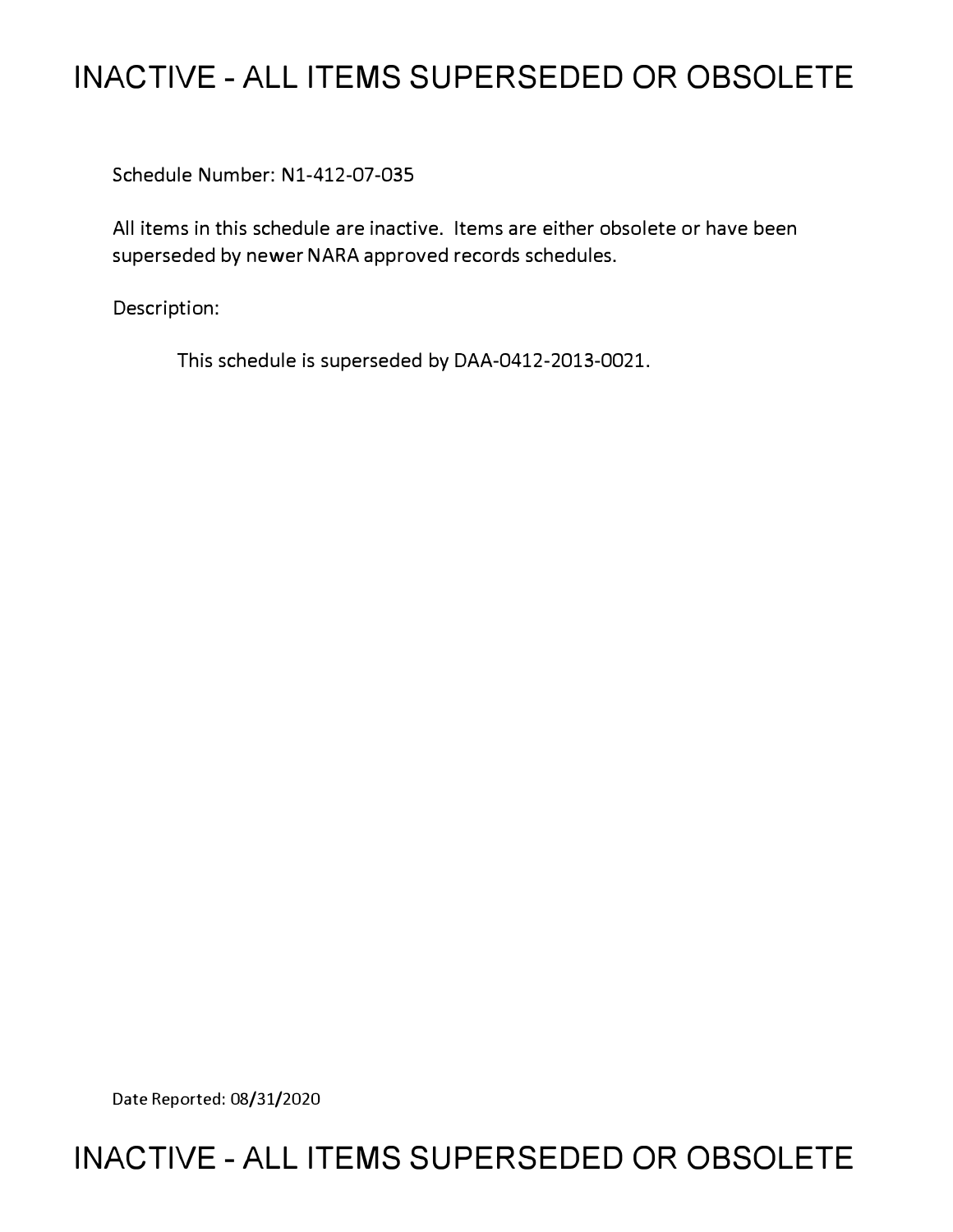# INACTIVE - ALL ITEMS SUPERSEDED OR OBSOLETE

Schedule Number: N1-412-07-035

All items in this schedule are inactive. Items are either obsolete or have been superseded by newer NARA approved records schedules.

Description:

This schedule is superseded by DAA-0412-2013-0021.

Date Reported: 08/31/2020

# INACTIVE - ALL ITEMS SUPERSEDED OR OBSOLETE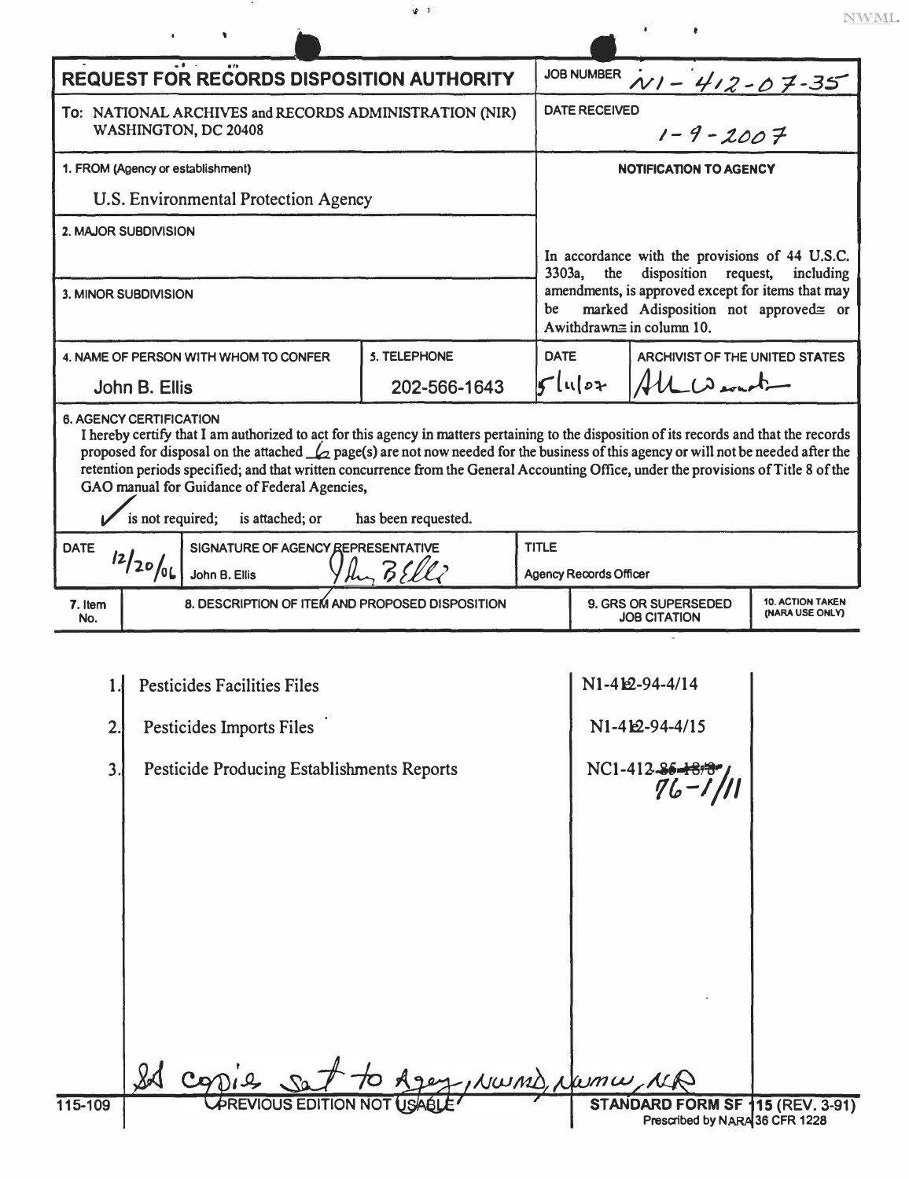NWML

# REQUEST FOR RECORDS DISPOSITION AUTHORITY

**JOB NUMBER** N1-412-07-35

**To:** NATIONAL ARCHIVES and RECORDS ADMINISTRATION (NIR)
WASHINGTON, DC 20408

**DATE RECEIVED** 1-9-2007

**1. FROM (Agency or establishment)**
U.S. Environmental Protection Agency

**2. MAJOR SUBDIVISION**

**3. MINOR SUBDIVISION**

**NOTIFICATION TO AGENCY**

In accordance with the provisions of 44 U.S.C. 3303a, the disposition request, including amendments, is approved except for items that may be marked Adisposition not approved≅ or Awithdrawn≅ in column 10.

**4. NAME OF PERSON WITH WHOM TO CONFER**
John B. Ellis

**5. TELEPHONE**
202-566-1643

**DATE** 5/11/07

**ARCHIVIST OF THE UNITED STATES** [signature]

**6. AGENCY CERTIFICATION**

I hereby certify that I am authorized to act for this agency in matters pertaining to the disposition of its records and that the records proposed for disposal on the attached 6 page(s) are not now needed for the business of this agency or will not be needed after the retention periods specified; and that written concurrence from the General Accounting Office, under the provisions of Title 8 of the GAO manual for Guidance of Federal Agencies,

✓ is not required; is attached; or has been requested.

| DATE | SIGNATURE OF AGENCY REPRESENTATIVE | TITLE |
|---|---|---|
| 12/20/06 | John B. Ellis [signature] | Agency Records Officer |

| 7. Item No. | 8. DESCRIPTION OF ITEM AND PROPOSED DISPOSITION | 9. GRS OR SUPERSEDED JOB CITATION | 10. ACTION TAKEN (NARA USE ONLY) |
|---|---|---|---|
| 1. | Pesticides Facilities Files | N1-412-94-4/14 | |
| 2. | Pesticides Imports Files | N1-412-94-4/15 | |
| 3. | Pesticide Producing Establishments Reports | NC1-412-~~85-18/8~~ 76-1/11 | |

Sd copies sent to Agcy, NWMD, NWMW, NR

115-109 PREVIOUS EDITION NOT USABLE

STANDARD FORM SF 115 (REV. 3-91)
Prescribed by NARA 36 CFR 1228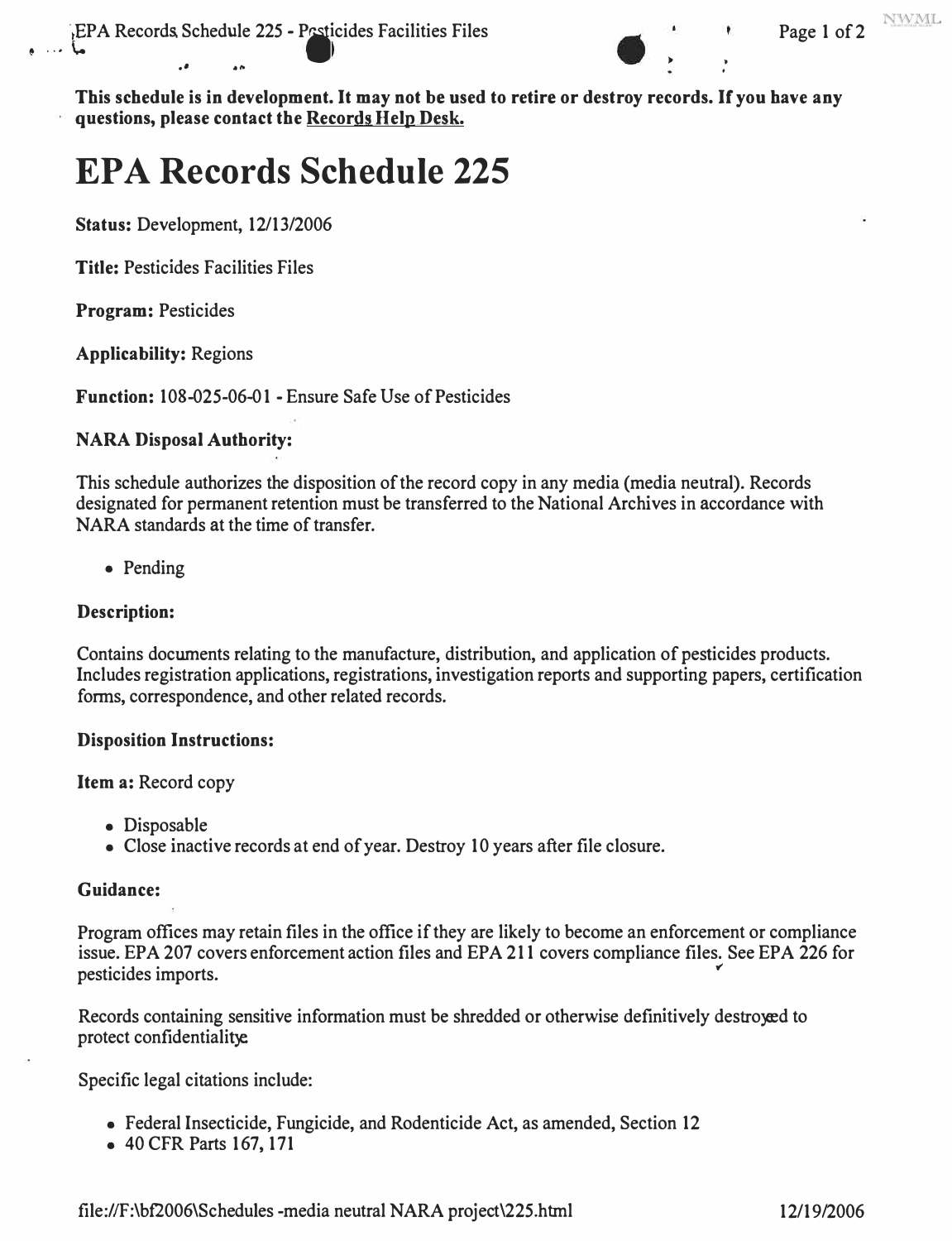**This schedule is in development. It may not be used to retire or destroy records. If you have any questions, please contact the Records Help Desk.**

# EPA Records Schedule 225

**Status:** Development, 12/13/2006

**Title:** Pesticides Facilities Files

**Program:** Pesticides

**Applicability:** Regions

**Function:** 108-025-06-01 - Ensure Safe Use of Pesticides

### NARA Disposal Authority:

This schedule authorizes the disposition of the record copy in any media (media neutral). Records designated for permanent retention must be transferred to the National Archives in accordance with NARA standards at the time of transfer.

- Pending

### Description:

Contains documents relating to the manufacture, distribution, and application of pesticides products. Includes registration applications, registrations, investigation reports and supporting papers, certification forms, correspondence, and other related records.

### Disposition Instructions:

**Item a:** Record copy

- Disposable
- Close inactive records at end of year. Destroy 10 years after file closure.

### Guidance:

Program offices may retain files in the office if they are likely to become an enforcement or compliance issue. EPA 207 covers enforcement action files and EPA 211 covers compliance files. See EPA 226 for pesticides imports.

Records containing sensitive information must be shredded or otherwise definitively destroyed to protect confidentiality.

Specific legal citations include:

- Federal Insecticide, Fungicide, and Rodenticide Act, as amended, Section 12
- 40 CFR Parts 167, 171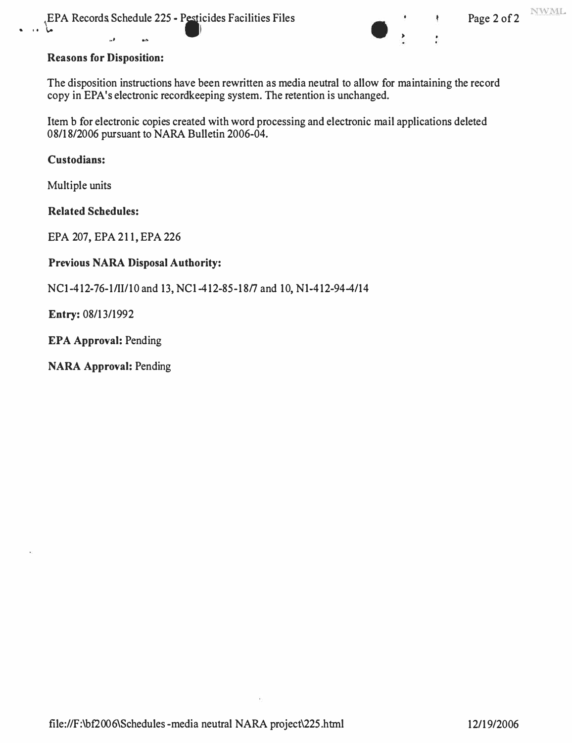**Reasons for Disposition:**

The disposition instructions have been rewritten as media neutral to allow for maintaining the record copy in EPA's electronic recordkeeping system. The retention is unchanged.

Item b for electronic copies created with word processing and electronic mail applications deleted 08/18/2006 pursuant to NARA Bulletin 2006-04.

**Custodians:**

Multiple units

**Related Schedules:**

EPA 207, EPA 211, EPA 226

**Previous NARA Disposal Authority:**

NC1-412-76-1/II/10 and 13, NC1-412-85-18/7 and 10, N1-412-94-4/14

**Entry:** 08/13/1992

**EPA Approval:** Pending

**NARA Approval:** Pending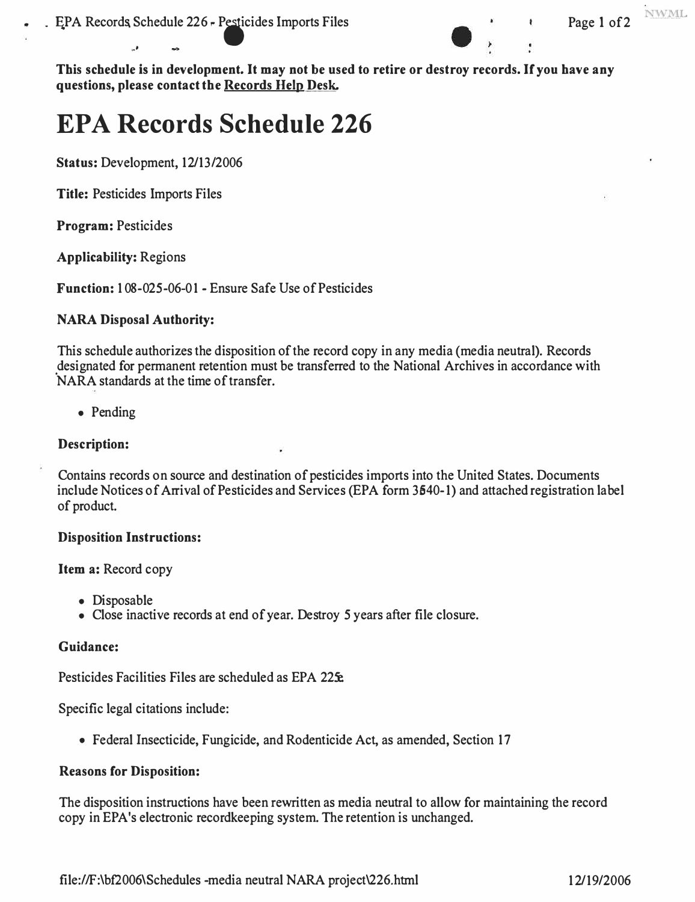**This schedule is in development. It may not be used to retire or destroy records. If you have any questions, please contact the Records Help Desk.**

# EPA Records Schedule 226

**Status:** Development, 12/13/2006

**Title:** Pesticides Imports Files

**Program:** Pesticides

**Applicability:** Regions

**Function:** 108-025-06-01 - Ensure Safe Use of Pesticides

### NARA Disposal Authority:

This schedule authorizes the disposition of the record copy in any media (media neutral). Records designated for permanent retention must be transferred to the National Archives in accordance with NARA standards at the time of transfer.

- Pending

### Description:

Contains records on source and destination of pesticides imports into the United States. Documents include Notices of Arrival of Pesticides and Services (EPA form 3540-1) and attached registration label of product.

### Disposition Instructions:

**Item a:** Record copy

- Disposable
- Close inactive records at end of year. Destroy 5 years after file closure.

### Guidance:

Pesticides Facilities Files are scheduled as EPA 225.

Specific legal citations include:

- Federal Insecticide, Fungicide, and Rodenticide Act, as amended, Section 17

### Reasons for Disposition:

The disposition instructions have been rewritten as media neutral to allow for maintaining the record copy in EPA's electronic recordkeeping system. The retention is unchanged.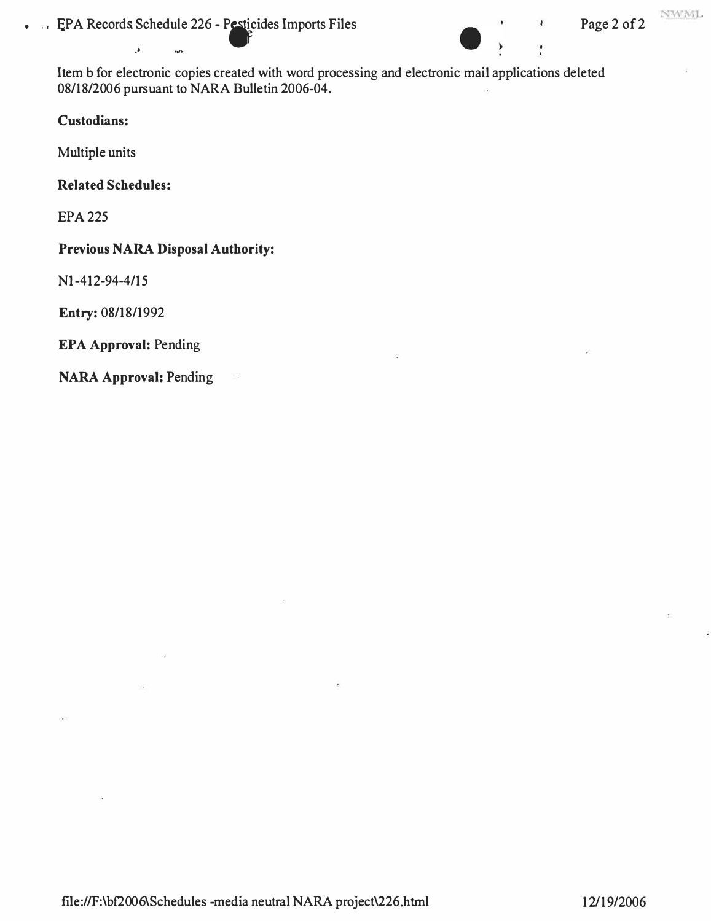Item b for electronic copies created with word processing and electronic mail applications deleted 08/18/2006 pursuant to NARA Bulletin 2006-04.

**Custodians:**

Multiple units

**Related Schedules:**

EPA 225

**Previous NARA Disposal Authority:**

N1-412-94-4/15

**Entry:** 08/18/1992

**EPA Approval:** Pending

**NARA Approval:** Pending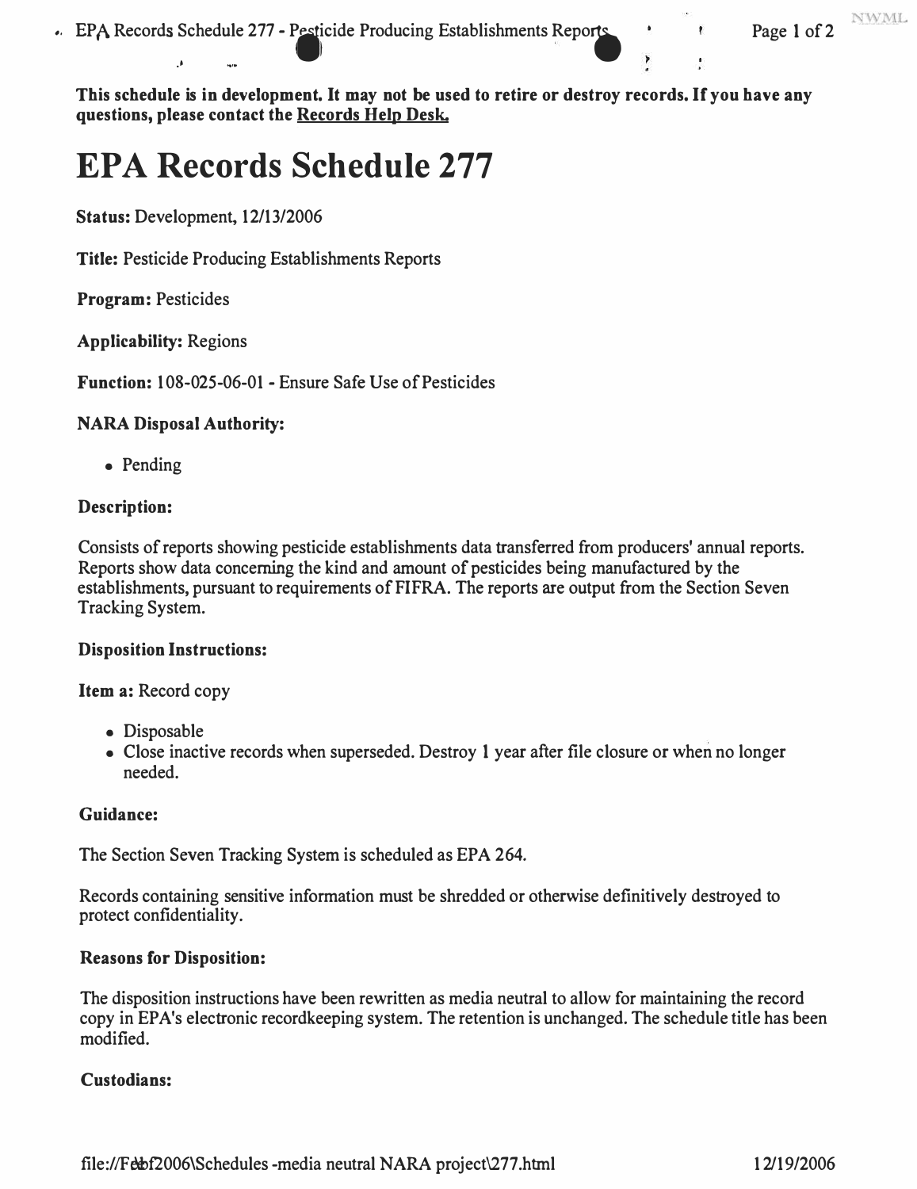**This schedule is in development. It may not be used to retire or destroy records. If you have any questions, please contact the Records Help Desk.**

# EPA Records Schedule 277

**Status:** Development, 12/13/2006

**Title:** Pesticide Producing Establishments Reports

**Program:** Pesticides

**Applicability:** Regions

**Function:** 108-025-06-01 - Ensure Safe Use of Pesticides

### NARA Disposal Authority:

- Pending

### Description:

Consists of reports showing pesticide establishments data transferred from producers' annual reports. Reports show data concerning the kind and amount of pesticides being manufactured by the establishments, pursuant to requirements of FIFRA. The reports are output from the Section Seven Tracking System.

### Disposition Instructions:

**Item a:** Record copy

- Disposable
- Close inactive records when superseded. Destroy 1 year after file closure or when no longer needed.

### Guidance:

The Section Seven Tracking System is scheduled as EPA 264.

Records containing sensitive information must be shredded or otherwise definitively destroyed to protect confidentiality.

### Reasons for Disposition:

The disposition instructions have been rewritten as media neutral to allow for maintaining the record copy in EPA's electronic recordkeeping system. The retention is unchanged. The schedule title has been modified.

### Custodians: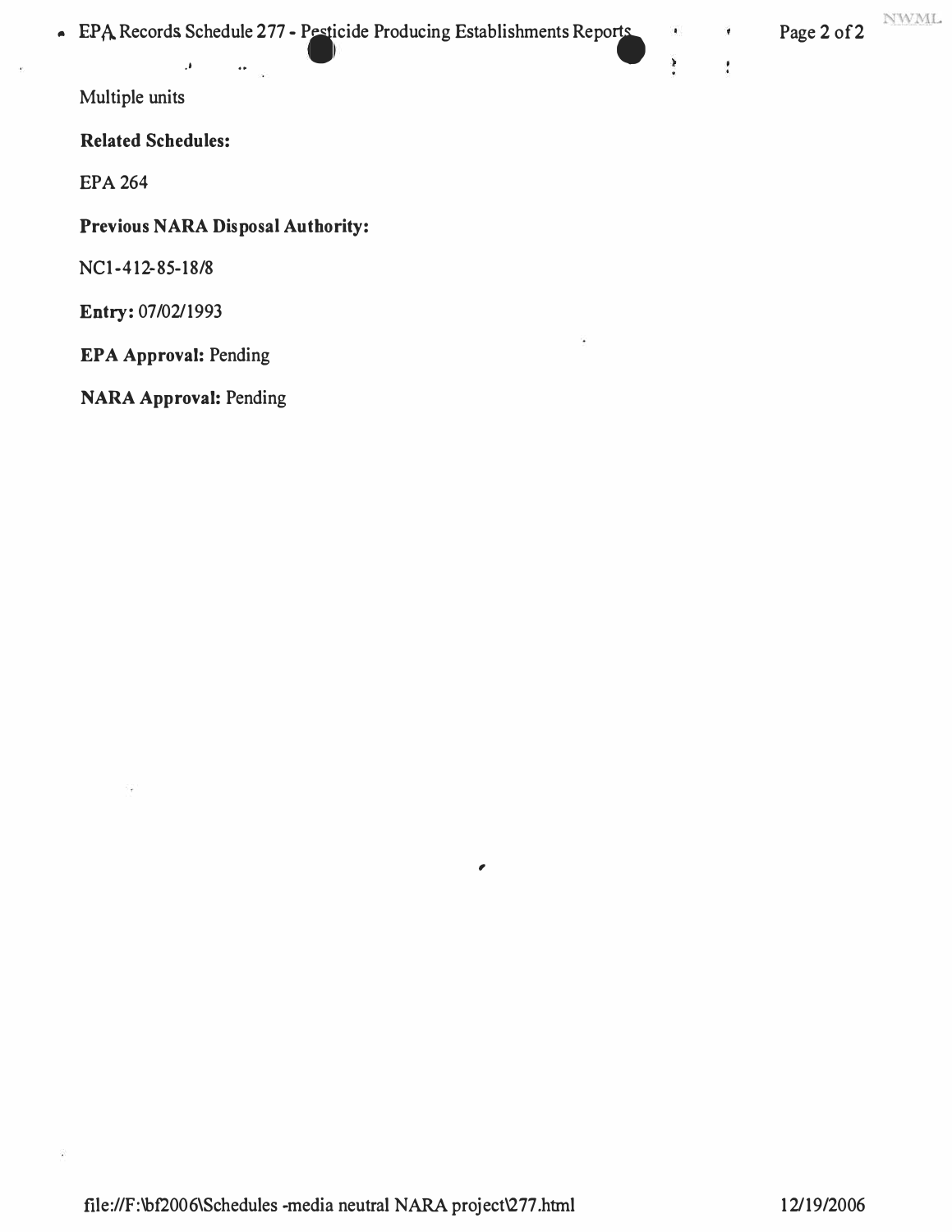Multiple units

**Related Schedules:**

EPA 264

**Previous NARA Disposal Authority:**

NC1-412-85-18/8

**Entry:** 07/02/1993

**EPA Approval:** Pending

**NARA Approval:** Pending